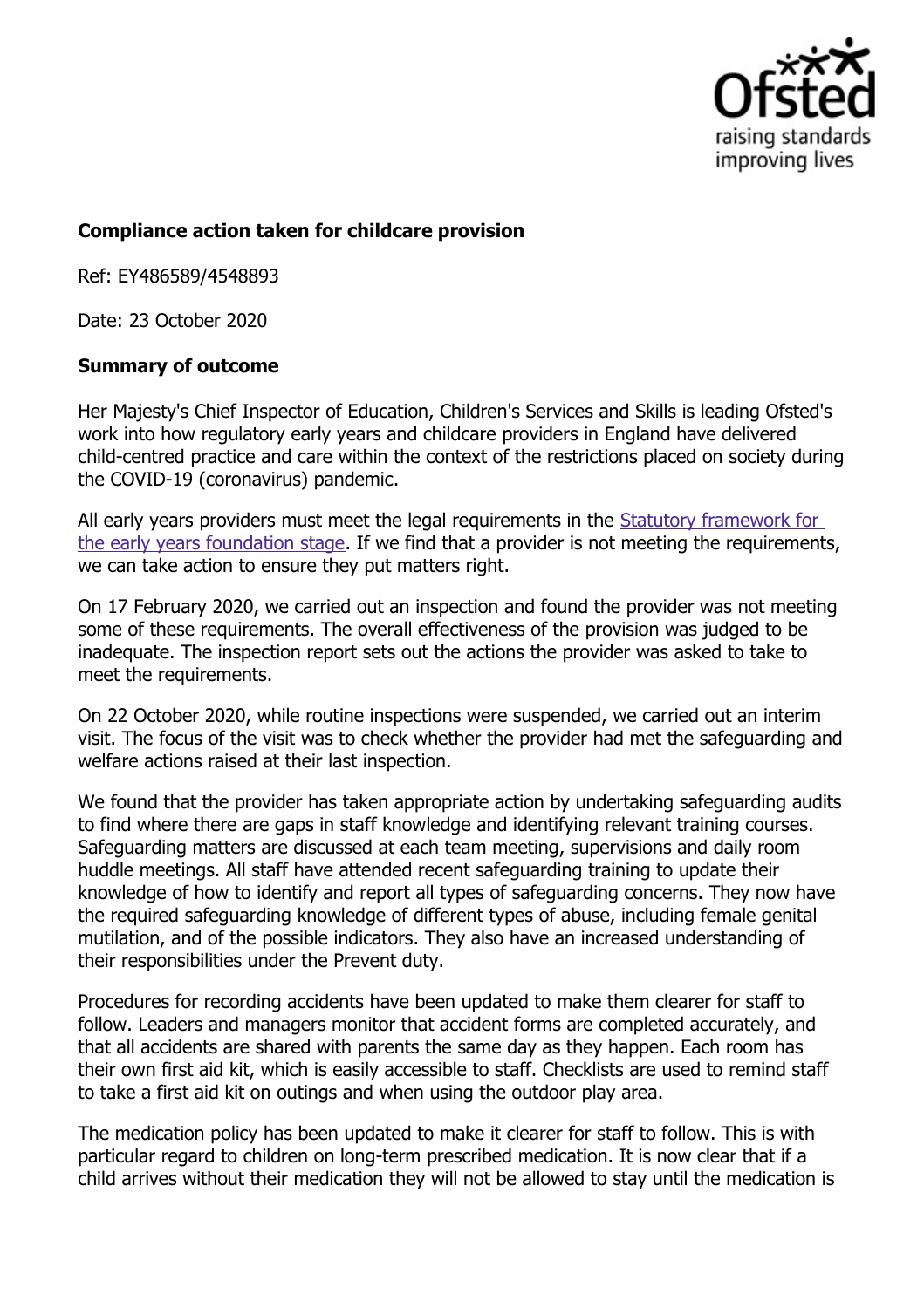**Compliance action taken for childcare provision**

Ref: EY486589/4548893

Date: 23 October 2020

**Summary of outcome**

Her Majesty's Chief Inspector of Education, Children's Services and Skills is leading Ofsted's work into how regulatory early years and childcare providers in England have delivered child-centred practice and care within the context of the restrictions placed on society during the COVID-19 (coronavirus) pandemic.

All early years providers must meet the legal requirements in the [Statutory framework for the early years foundation stage](). If we find that a provider is not meeting the requirements, we can take action to ensure they put matters right.

On 17 February 2020, we carried out an inspection and found the provider was not meeting some of these requirements. The overall effectiveness of the provision was judged to be inadequate. The inspection report sets out the actions the provider was asked to take to meet the requirements.

On 22 October 2020, while routine inspections were suspended, we carried out an interim visit. The focus of the visit was to check whether the provider had met the safeguarding and welfare actions raised at their last inspection.

We found that the provider has taken appropriate action by undertaking safeguarding audits to find where there are gaps in staff knowledge and identifying relevant training courses. Safeguarding matters are discussed at each team meeting, supervisions and daily room huddle meetings. All staff have attended recent safeguarding training to update their knowledge of how to identify and report all types of safeguarding concerns. They now have the required safeguarding knowledge of different types of abuse, including female genital mutilation, and of the possible indicators. They also have an increased understanding of their responsibilities under the Prevent duty.

Procedures for recording accidents have been updated to make them clearer for staff to follow. Leaders and managers monitor that accident forms are completed accurately, and that all accidents are shared with parents the same day as they happen. Each room has their own first aid kit, which is easily accessible to staff. Checklists are used to remind staff to take a first aid kit on outings and when using the outdoor play area.

The medication policy has been updated to make it clearer for staff to follow. This is with particular regard to children on long-term prescribed medication. It is now clear that if a child arrives without their medication they will not be allowed to stay until the medication is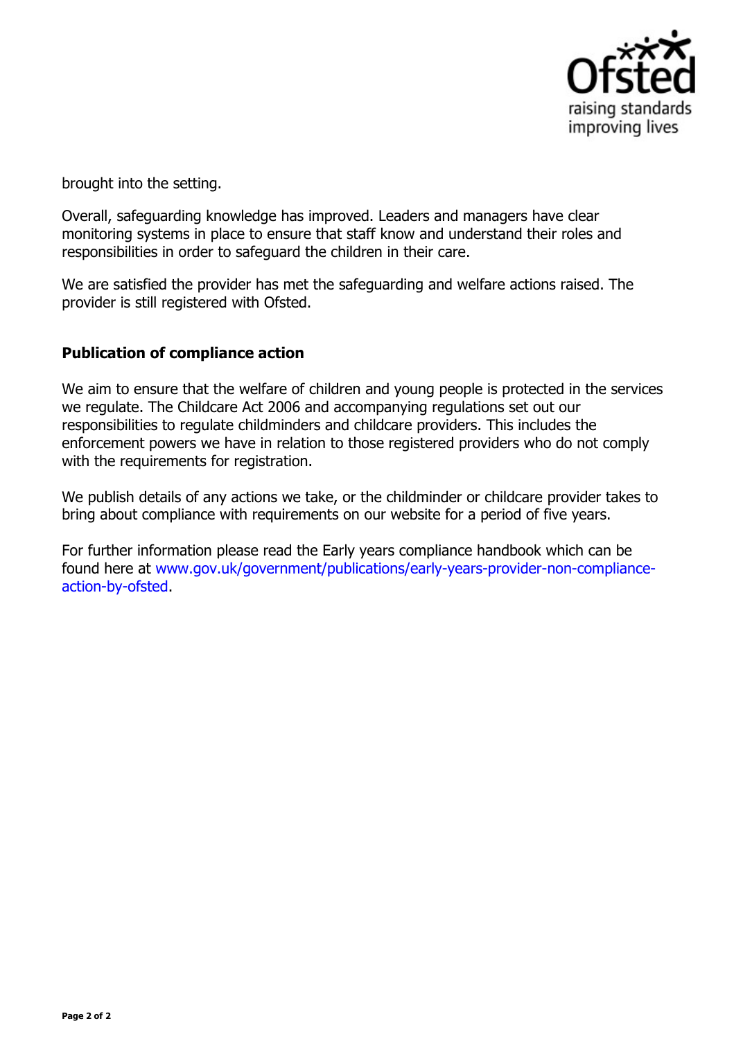brought into the setting.

Overall, safeguarding knowledge has improved. Leaders and managers have clear monitoring systems in place to ensure that staff know and understand their roles and responsibilities in order to safeguard the children in their care.

We are satisfied the provider has met the safeguarding and welfare actions raised. The provider is still registered with Ofsted.

**Publication of compliance action**

We aim to ensure that the welfare of children and young people is protected in the services we regulate. The Childcare Act 2006 and accompanying regulations set out our responsibilities to regulate childminders and childcare providers. This includes the enforcement powers we have in relation to those registered providers who do not comply with the requirements for registration.

We publish details of any actions we take, or the childminder or childcare provider takes to bring about compliance with requirements on our website for a period of five years.

For further information please read the Early years compliance handbook which can be found here at www.gov.uk/government/publications/early-years-provider-non-compliance-action-by-ofsted.